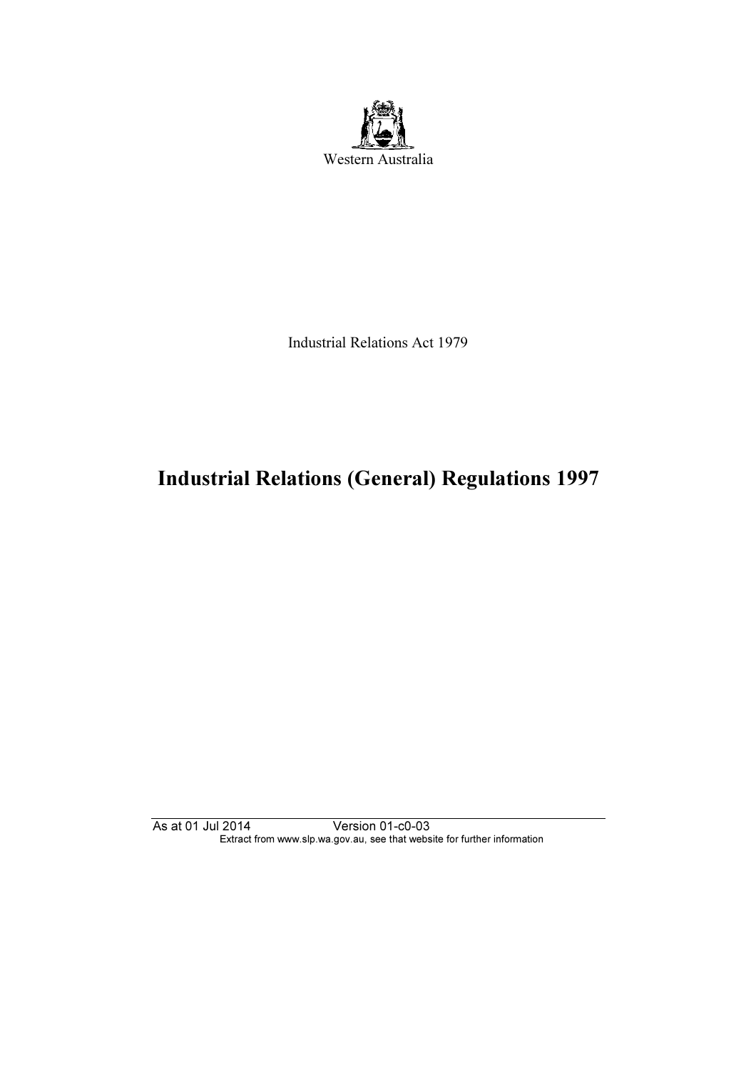Western Australia

Industrial Relations Act 1979

# Industrial Relations (General) Regulations 1997

As at 01 Jul 2014 Version 01-c0-03
Extract from www.slp.wa.gov.au, see that website for further information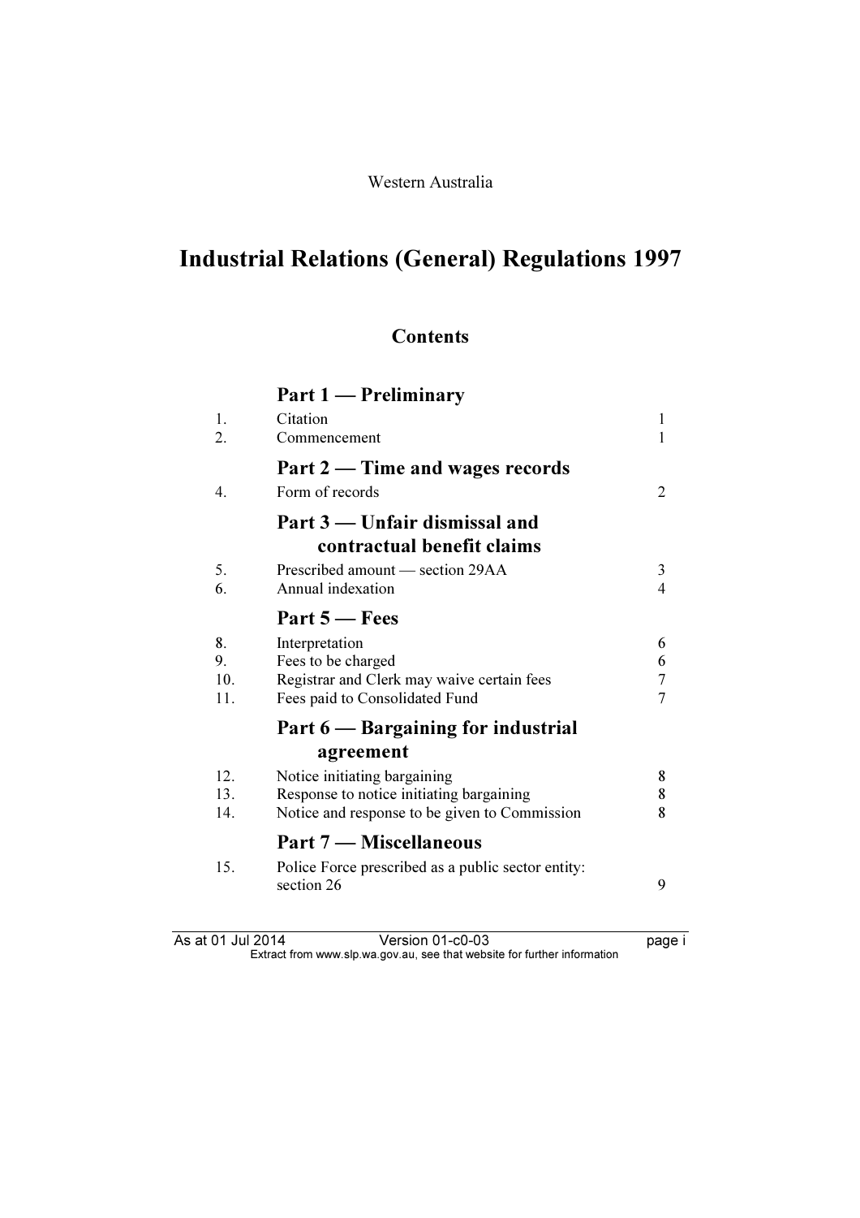Western Australia

# Industrial Relations (General) Regulations 1997

## Contents

| | | |
|---|---|---|
| | **Part 1 — Preliminary** | |
| 1. | Citation | 1 |
| 2. | Commencement | 1 |
| | **Part 2 — Time and wages records** | |
| 4. | Form of records | 2 |
| | **Part 3 — Unfair dismissal and contractual benefit claims** | |
| 5. | Prescribed amount — section 29AA | 3 |
| 6. | Annual indexation | 4 |
| | **Part 5 — Fees** | |
| 8. | Interpretation | 6 |
| 9. | Fees to be charged | 6 |
| 10. | Registrar and Clerk may waive certain fees | 7 |
| 11. | Fees paid to Consolidated Fund | 7 |
| | **Part 6 — Bargaining for industrial agreement** | |
| 12. | Notice initiating bargaining | 8 |
| 13. | Response to notice initiating bargaining | 8 |
| 14. | Notice and response to be given to Commission | 8 |
| | **Part 7 — Miscellaneous** | |
| 15. | Police Force prescribed as a public sector entity: section 26 | 9 |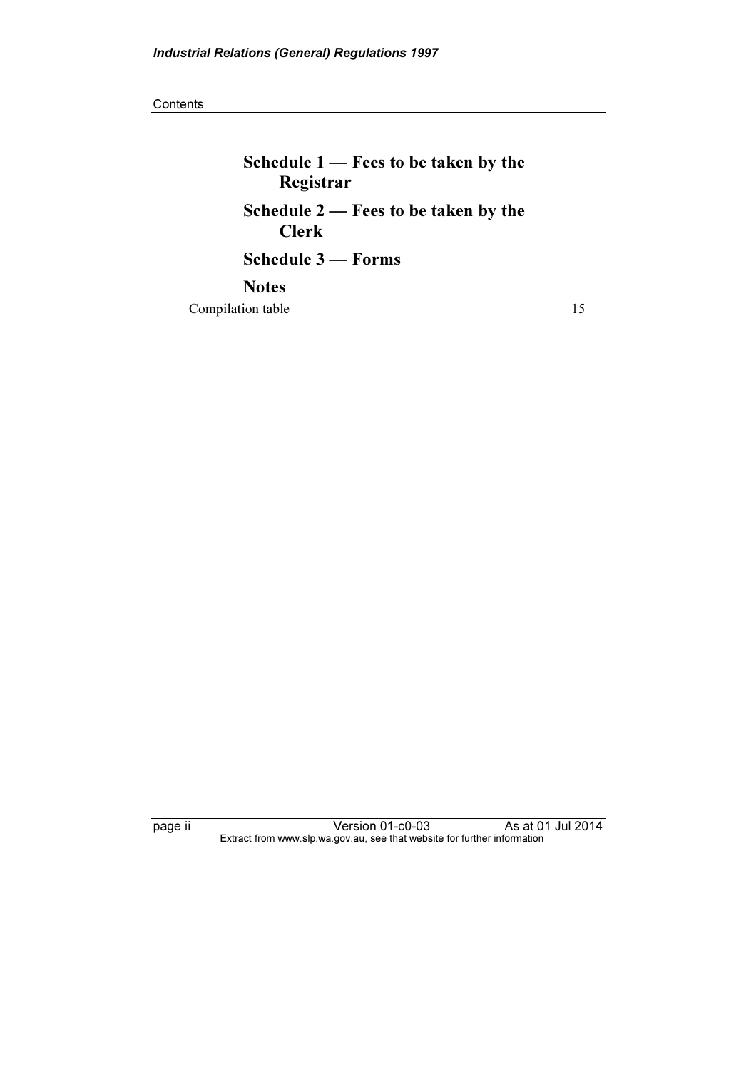**Schedule 1 — Fees to be taken by the Registrar**

**Schedule 2 — Fees to be taken by the Clerk**

**Schedule 3 — Forms**

**Notes**

Compilation table 15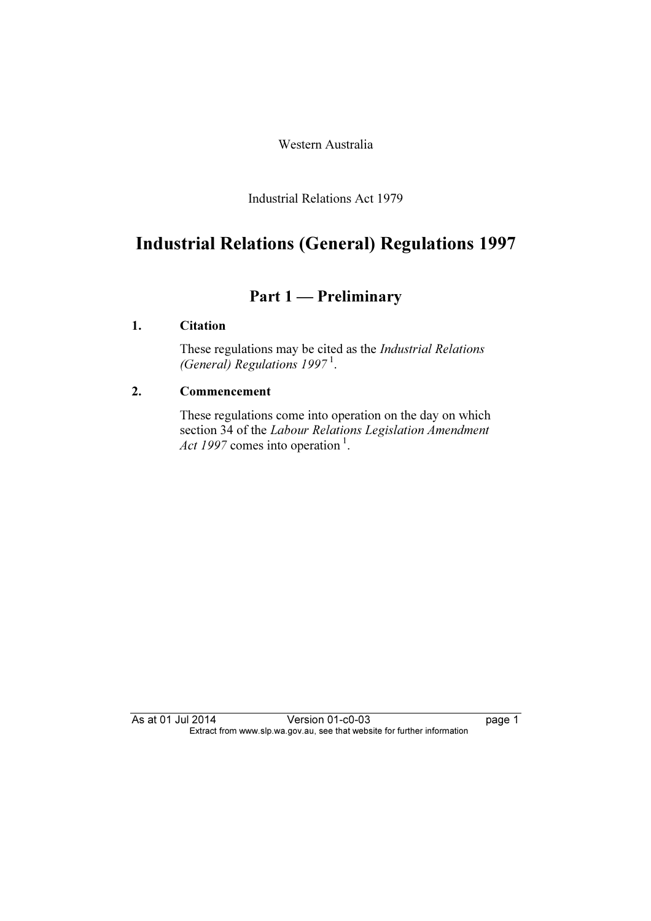Western Australia

Industrial Relations Act 1979

# Industrial Relations (General) Regulations 1997

## Part 1 — Preliminary

### 1. Citation

These regulations may be cited as the *Industrial Relations (General) Regulations 1997* [1].

### 2. Commencement

These regulations come into operation on the day on which section 34 of the *Labour Relations Legislation Amendment Act 1997* comes into operation [1].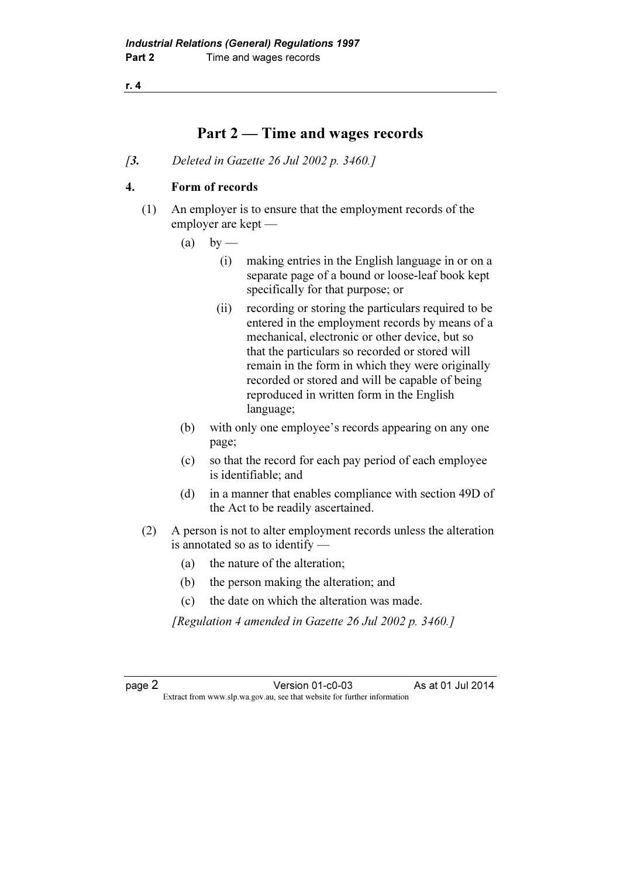## Part 2 — Time and wages records

*[3. Deleted in Gazette 26 Jul 2002 p. 3460.]*

### 4. Form of records

(1) An employer is to ensure that the employment records of the employer are kept —

  (a) by —

    (i) making entries in the English language in or on a separate page of a bound or loose-leaf book kept specifically for that purpose; or

    (ii) recording or storing the particulars required to be entered in the employment records by means of a mechanical, electronic or other device, but so that the particulars so recorded or stored will remain in the form in which they were originally recorded or stored and will be capable of being reproduced in written form in the English language;

  (b) with only one employee's records appearing on any one page;

  (c) so that the record for each pay period of each employee is identifiable; and

  (d) in a manner that enables compliance with section 49D of the Act to be readily ascertained.

(2) A person is not to alter employment records unless the alteration is annotated so as to identify —

  (a) the nature of the alteration;

  (b) the person making the alteration; and

  (c) the date on which the alteration was made.

*[Regulation 4 amended in Gazette 26 Jul 2002 p. 3460.]*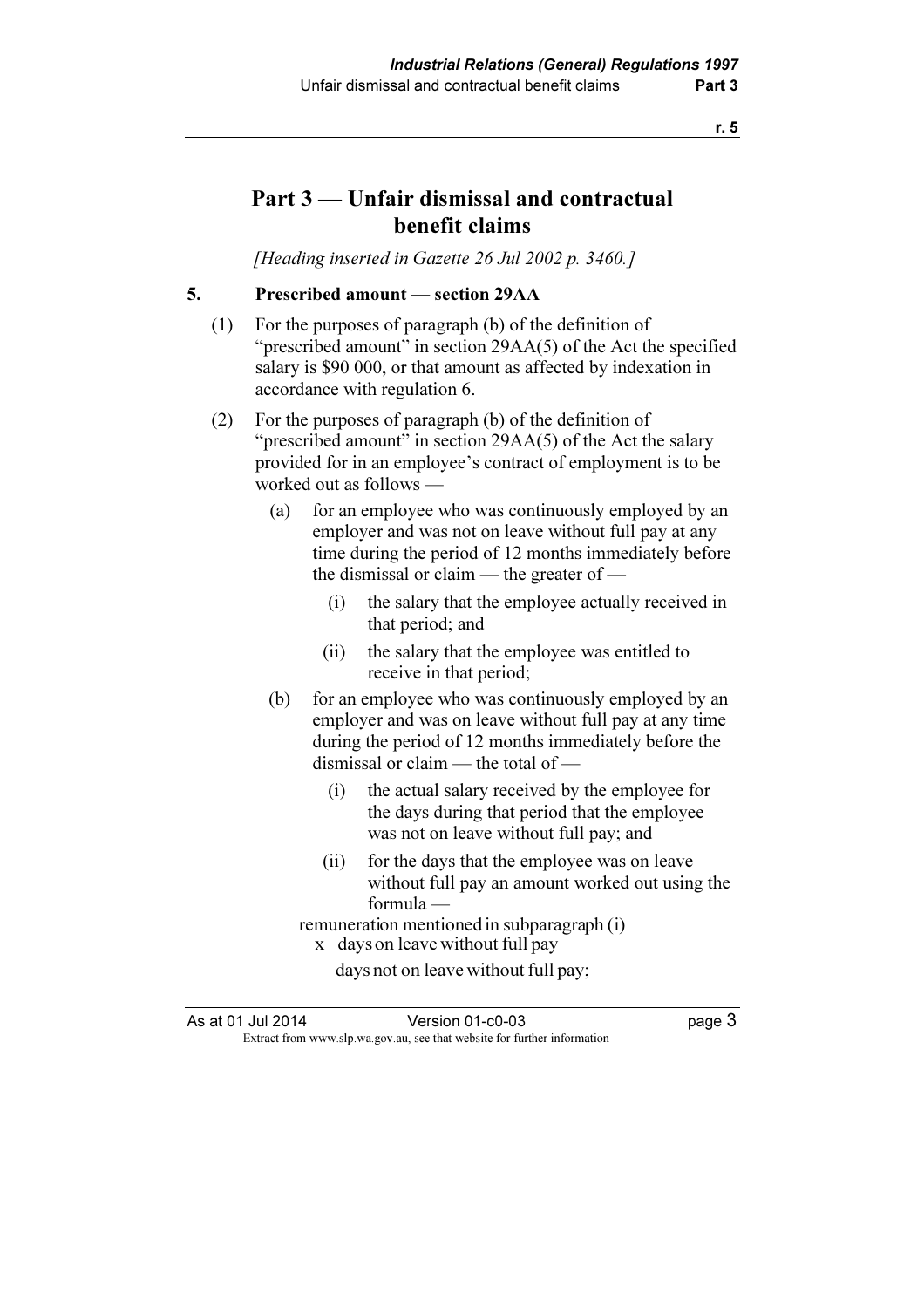## Part 3 — Unfair dismissal and contractual benefit claims

*[Heading inserted in Gazette 26 Jul 2002 p. 3460.]*

### 5. Prescribed amount — section 29AA

(1) For the purposes of paragraph (b) of the definition of "prescribed amount" in section 29AA(5) of the Act the specified salary is $90 000, or that amount as affected by indexation in accordance with regulation 6.

(2) For the purposes of paragraph (b) of the definition of "prescribed amount" in section 29AA(5) of the Act the salary provided for in an employee's contract of employment is to be worked out as follows —

(a) for an employee who was continuously employed by an employer and was not on leave without full pay at any time during the period of 12 months immediately before the dismissal or claim — the greater of —

(i) the salary that the employee actually received in that period; and

(ii) the salary that the employee was entitled to receive in that period;

(b) for an employee who was continuously employed by an employer and was on leave without full pay at any time during the period of 12 months immediately before the dismissal or claim — the total of —

(i) the actual salary received by the employee for the days during that period that the employee was not on leave without full pay; and

(ii) for the days that the employee was on leave without full pay an amount worked out using the formula —

$$\frac{\text{remuneration mentioned in subparagraph (i)} \times \text{days on leave without full pay}}{\text{days not on leave without full pay}};$$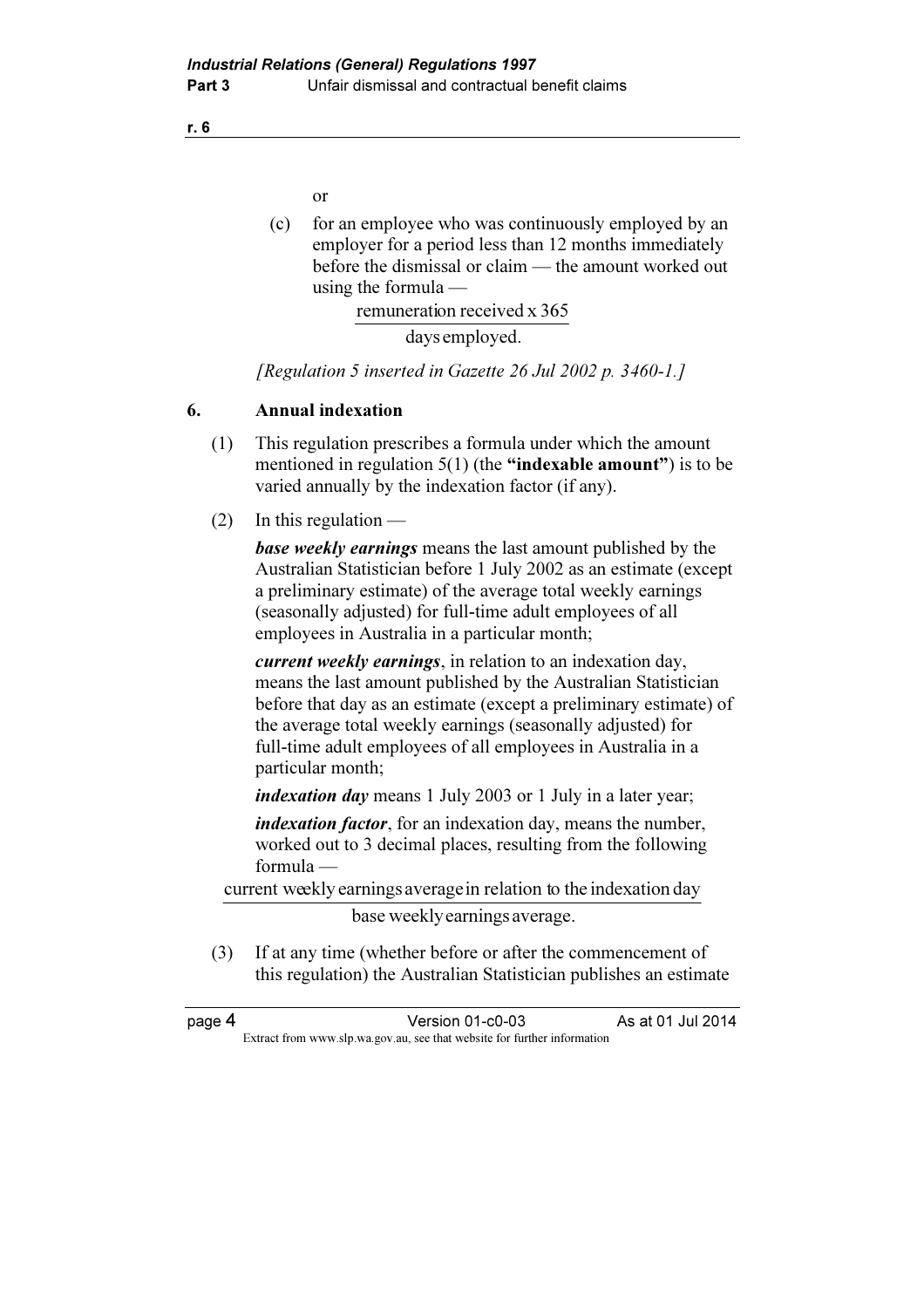or

(c) for an employee who was continuously employed by an employer for a period less than 12 months immediately before the dismissal or claim — the amount worked out using the formula —

$$\frac{\text{remuneration received} \times 365}{\text{days employed}}.$$

*[Regulation 5 inserted in Gazette 26 Jul 2002 p. 3460-1.]*

## 6. Annual indexation

(1) This regulation prescribes a formula under which the amount mentioned in regulation 5(1) (the **"indexable amount"**) is to be varied annually by the indexation factor (if any).

(2) In this regulation —

***base weekly earnings*** means the last amount published by the Australian Statistician before 1 July 2002 as an estimate (except a preliminary estimate) of the average total weekly earnings (seasonally adjusted) for full-time adult employees of all employees in Australia in a particular month;

***current weekly earnings***, in relation to an indexation day, means the last amount published by the Australian Statistician before that day as an estimate (except a preliminary estimate) of the average total weekly earnings (seasonally adjusted) for full-time adult employees of all employees in Australia in a particular month;

***indexation day*** means 1 July 2003 or 1 July in a later year;

***indexation factor***, for an indexation day, means the number, worked out to 3 decimal places, resulting from the following formula —

$$\frac{\text{current weekly earnings average in relation to the indexation day}}{\text{base weekly earnings average}}.$$

(3) If at any time (whether before or after the commencement of this regulation) the Australian Statistician publishes an estimate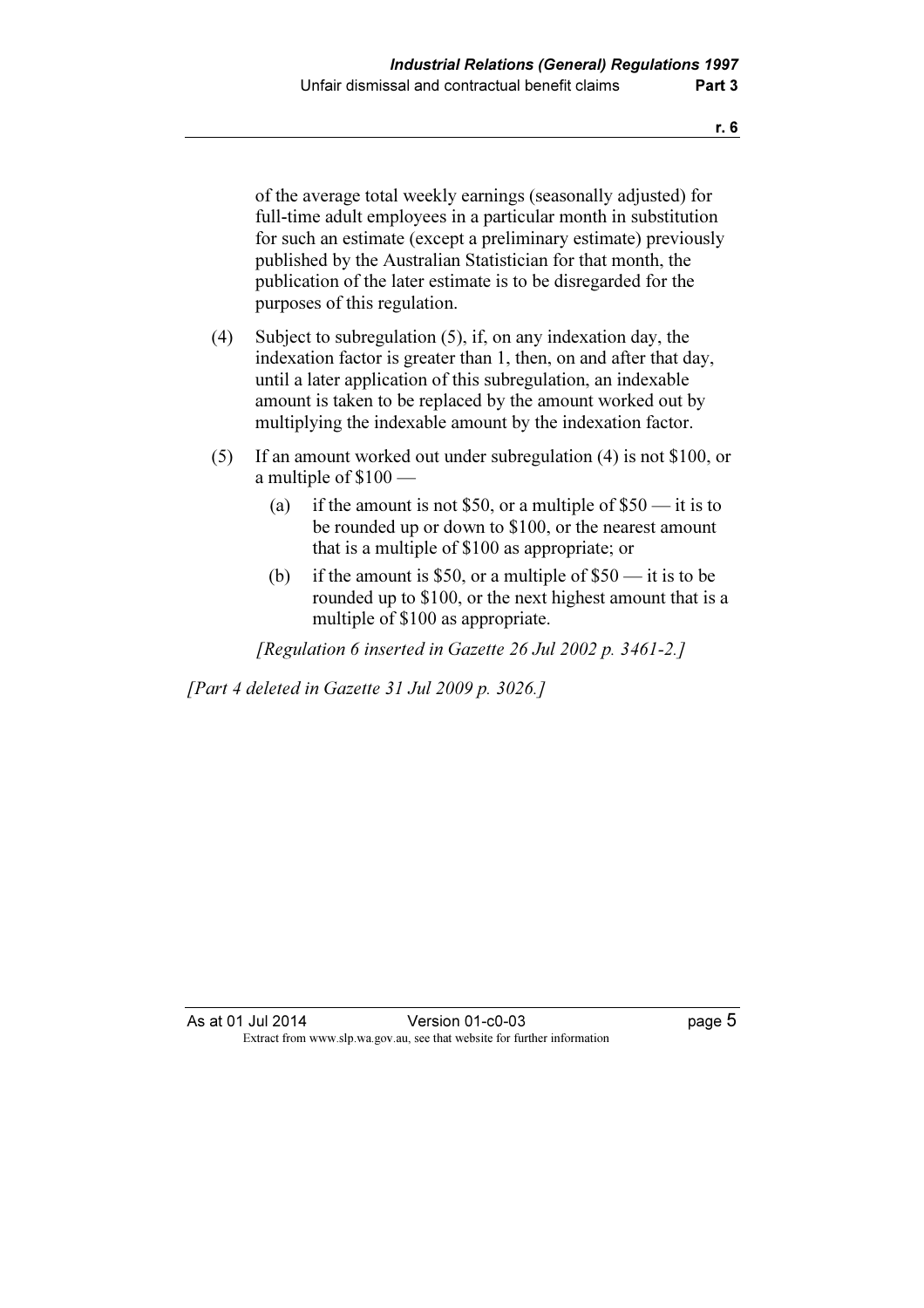of the average total weekly earnings (seasonally adjusted) for full-time adult employees in a particular month in substitution for such an estimate (except a preliminary estimate) previously published by the Australian Statistician for that month, the publication of the later estimate is to be disregarded for the purposes of this regulation.

(4) Subject to subregulation (5), if, on any indexation day, the indexation factor is greater than 1, then, on and after that day, until a later application of this subregulation, an indexable amount is taken to be replaced by the amount worked out by multiplying the indexable amount by the indexation factor.

(5) If an amount worked out under subregulation (4) is not $100, or a multiple of $100 —

(a) if the amount is not $50, or a multiple of $50 — it is to be rounded up or down to $100, or the nearest amount that is a multiple of $100 as appropriate; or

(b) if the amount is $50, or a multiple of $50 — it is to be rounded up to $100, or the next highest amount that is a multiple of $100 as appropriate.

*[Regulation 6 inserted in Gazette 26 Jul 2002 p. 3461-2.]*

*[Part 4 deleted in Gazette 31 Jul 2009 p. 3026.]*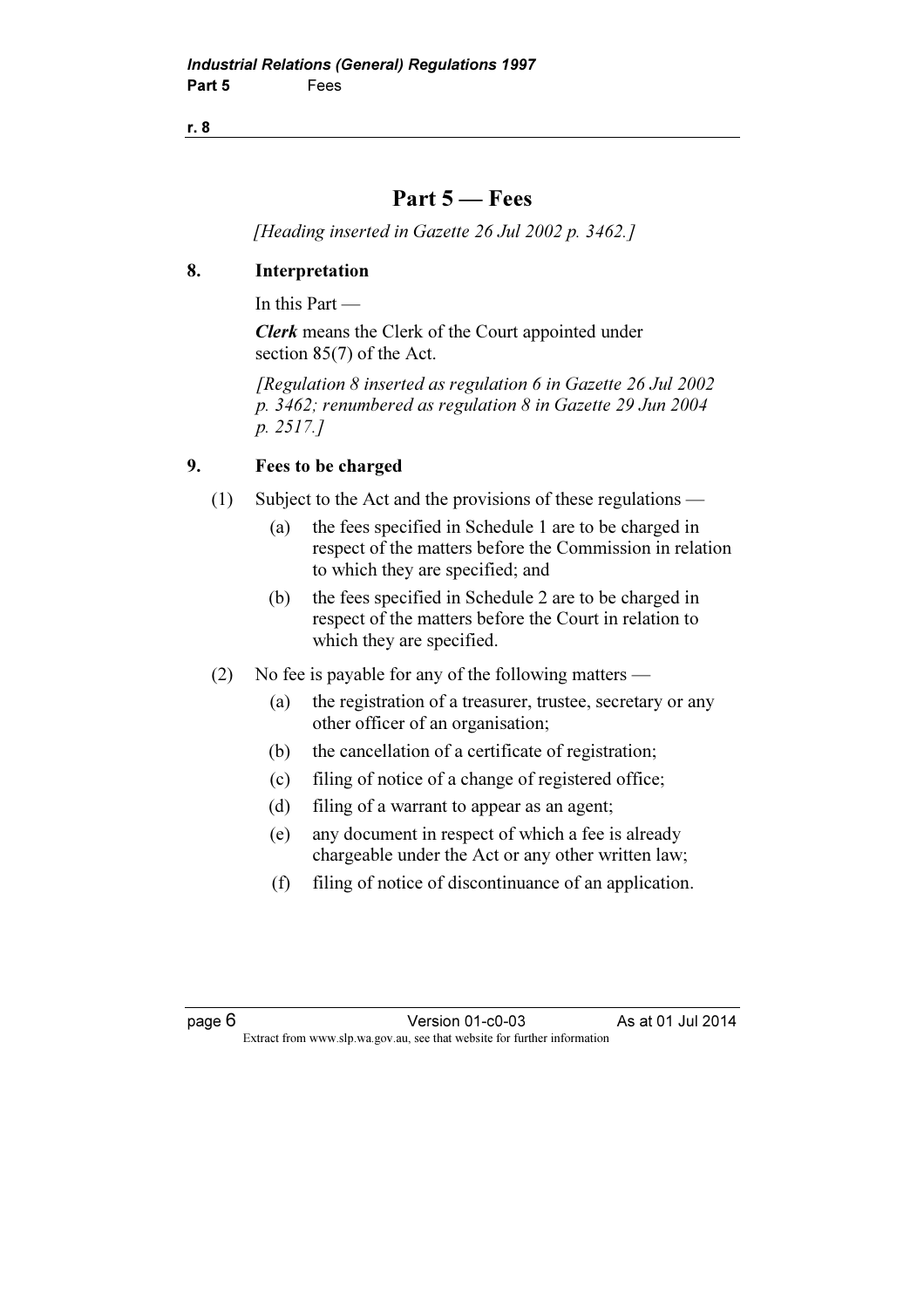# Part 5 — Fees

*[Heading inserted in Gazette 26 Jul 2002 p. 3462.]*

## 8. Interpretation

In this Part —

***Clerk*** means the Clerk of the Court appointed under section 85(7) of the Act.

*[Regulation 8 inserted as regulation 6 in Gazette 26 Jul 2002 p. 3462; renumbered as regulation 8 in Gazette 29 Jun 2004 p. 2517.]*

## 9. Fees to be charged

(1) Subject to the Act and the provisions of these regulations —

- (a) the fees specified in Schedule 1 are to be charged in respect of the matters before the Commission in relation to which they are specified; and
- (b) the fees specified in Schedule 2 are to be charged in respect of the matters before the Court in relation to which they are specified.

(2) No fee is payable for any of the following matters —

- (a) the registration of a treasurer, trustee, secretary or any other officer of an organisation;
- (b) the cancellation of a certificate of registration;
- (c) filing of notice of a change of registered office;
- (d) filing of a warrant to appear as an agent;
- (e) any document in respect of which a fee is already chargeable under the Act or any other written law;
- (f) filing of notice of discontinuance of an application.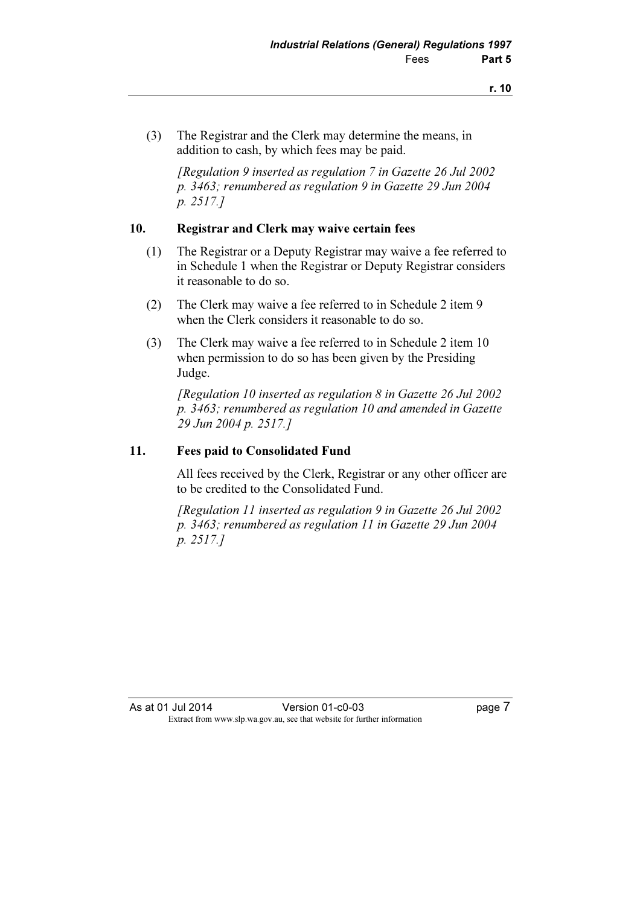(3) The Registrar and the Clerk may determine the means, in addition to cash, by which fees may be paid.

*[Regulation 9 inserted as regulation 7 in Gazette 26 Jul 2002 p. 3463; renumbered as regulation 9 in Gazette 29 Jun 2004 p. 2517.]*

## 10. Registrar and Clerk may waive certain fees

(1) The Registrar or a Deputy Registrar may waive a fee referred to in Schedule 1 when the Registrar or Deputy Registrar considers it reasonable to do so.

(2) The Clerk may waive a fee referred to in Schedule 2 item 9 when the Clerk considers it reasonable to do so.

(3) The Clerk may waive a fee referred to in Schedule 2 item 10 when permission to do so has been given by the Presiding Judge.

*[Regulation 10 inserted as regulation 8 in Gazette 26 Jul 2002 p. 3463; renumbered as regulation 10 and amended in Gazette 29 Jun 2004 p. 2517.]*

## 11. Fees paid to Consolidated Fund

All fees received by the Clerk, Registrar or any other officer are to be credited to the Consolidated Fund.

*[Regulation 11 inserted as regulation 9 in Gazette 26 Jul 2002 p. 3463; renumbered as regulation 11 in Gazette 29 Jun 2004 p. 2517.]*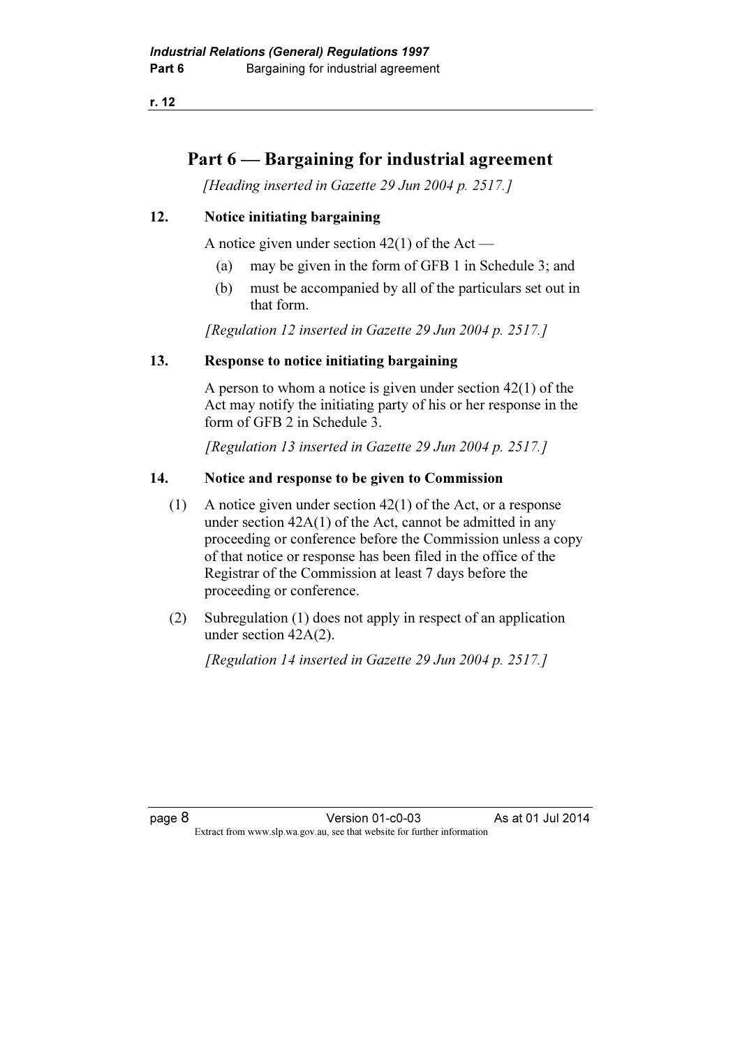## Part 6 — Bargaining for industrial agreement

*[Heading inserted in Gazette 29 Jun 2004 p. 2517.]*

### 12. Notice initiating bargaining

A notice given under section 42(1) of the Act —

(a) may be given in the form of GFB 1 in Schedule 3; and

(b) must be accompanied by all of the particulars set out in that form.

*[Regulation 12 inserted in Gazette 29 Jun 2004 p. 2517.]*

### 13. Response to notice initiating bargaining

A person to whom a notice is given under section 42(1) of the Act may notify the initiating party of his or her response in the form of GFB 2 in Schedule 3.

*[Regulation 13 inserted in Gazette 29 Jun 2004 p. 2517.]*

### 14. Notice and response to be given to Commission

(1) A notice given under section 42(1) of the Act, or a response under section 42A(1) of the Act, cannot be admitted in any proceeding or conference before the Commission unless a copy of that notice or response has been filed in the office of the Registrar of the Commission at least 7 days before the proceeding or conference.

(2) Subregulation (1) does not apply in respect of an application under section 42A(2).

*[Regulation 14 inserted in Gazette 29 Jun 2004 p. 2517.]*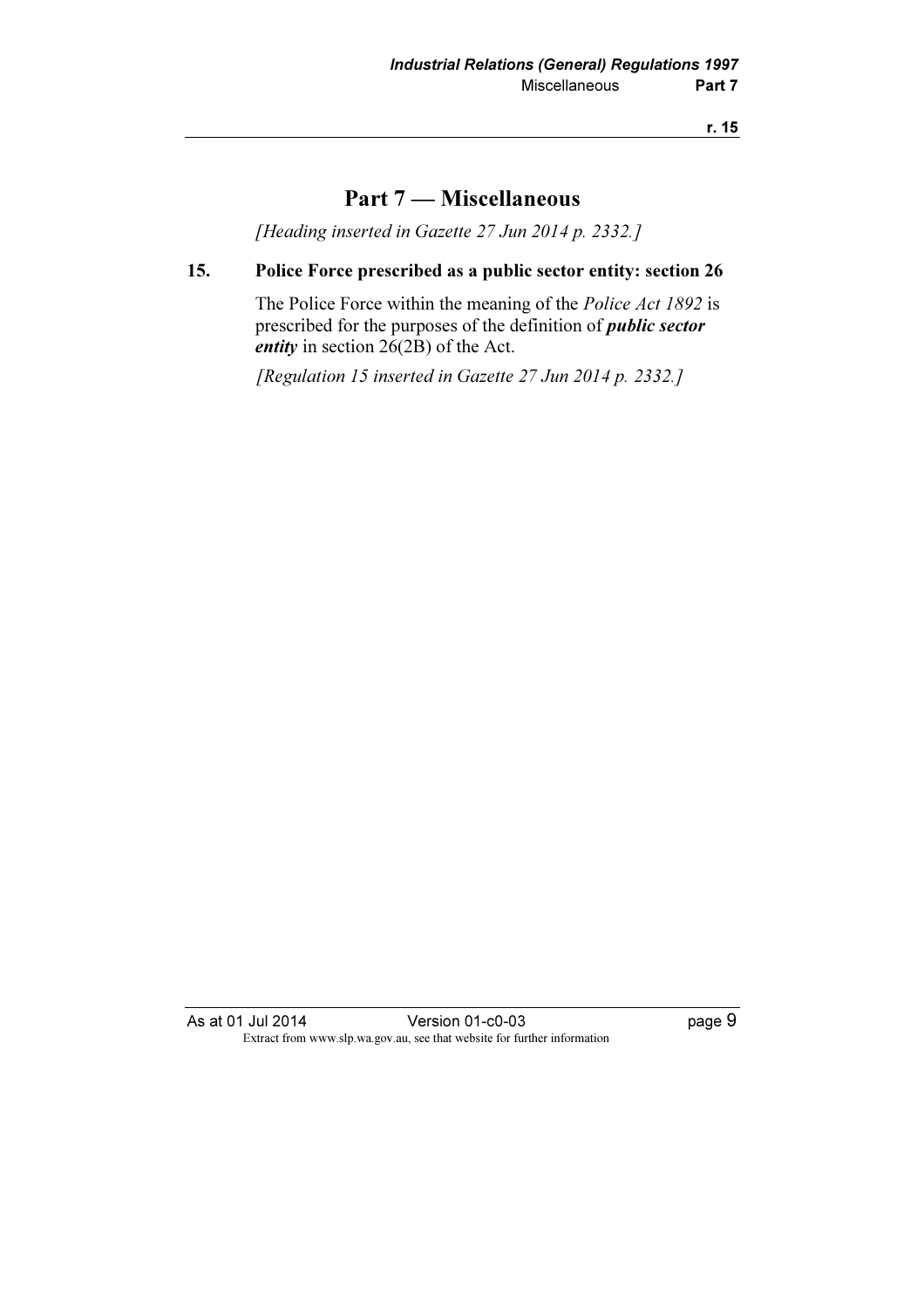# Part 7 — Miscellaneous

*[Heading inserted in Gazette 27 Jun 2014 p. 2332.]*

## 15. Police Force prescribed as a public sector entity: section 26

The Police Force within the meaning of the *Police Act 1892* is prescribed for the purposes of the definition of ***public sector entity*** in section 26(2B) of the Act.

*[Regulation 15 inserted in Gazette 27 Jun 2014 p. 2332.]*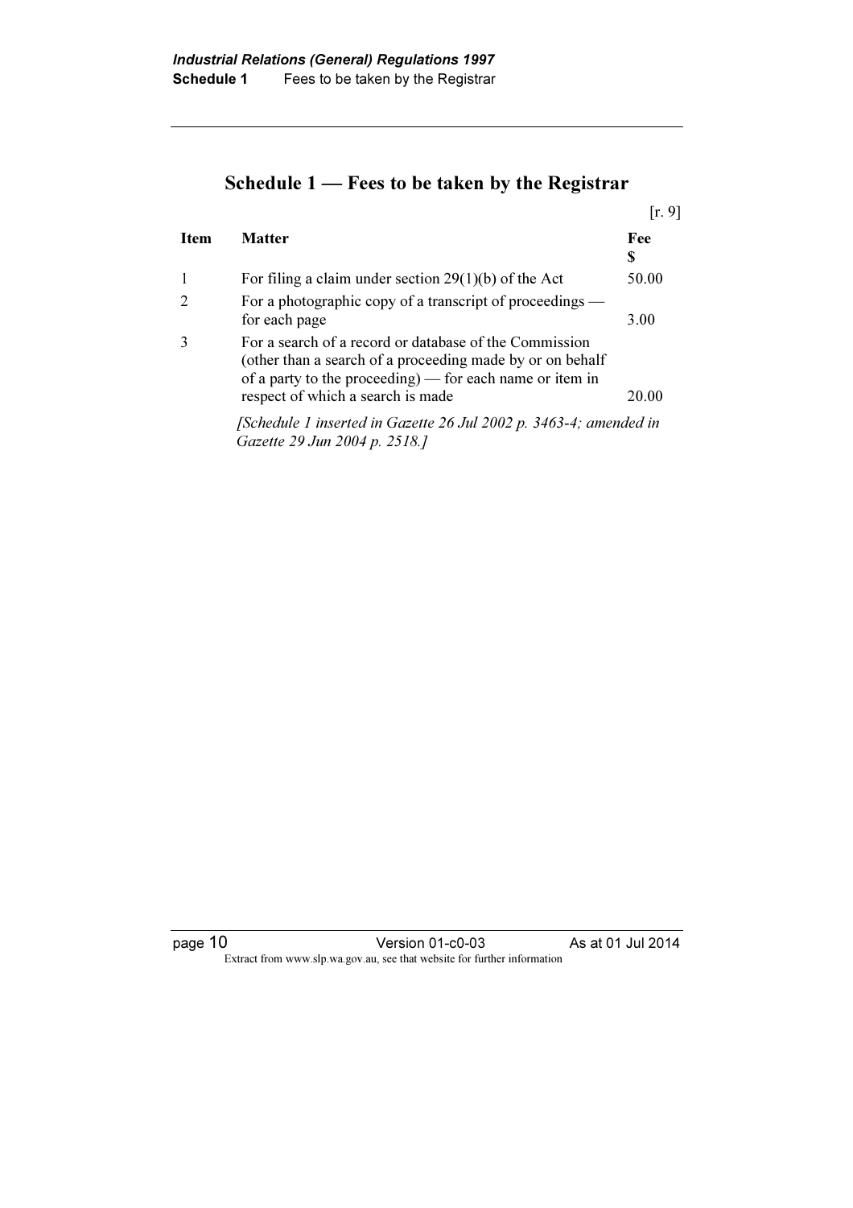# Schedule 1 — Fees to be taken by the Registrar

[r. 9]

| Item | Matter | Fee $ |
|---|---|---|
| 1 | For filing a claim under section 29(1)(b) of the Act | 50.00 |
| 2 | For a photographic copy of a transcript of proceedings — for each page | 3.00 |
| 3 | For a search of a record or database of the Commission (other than a search of a proceeding made by or on behalf of a party to the proceeding) — for each name or item in respect of which a search is made | 20.00 |

*[Schedule 1 inserted in Gazette 26 Jul 2002 p. 3463-4; amended in Gazette 29 Jun 2004 p. 2518.]*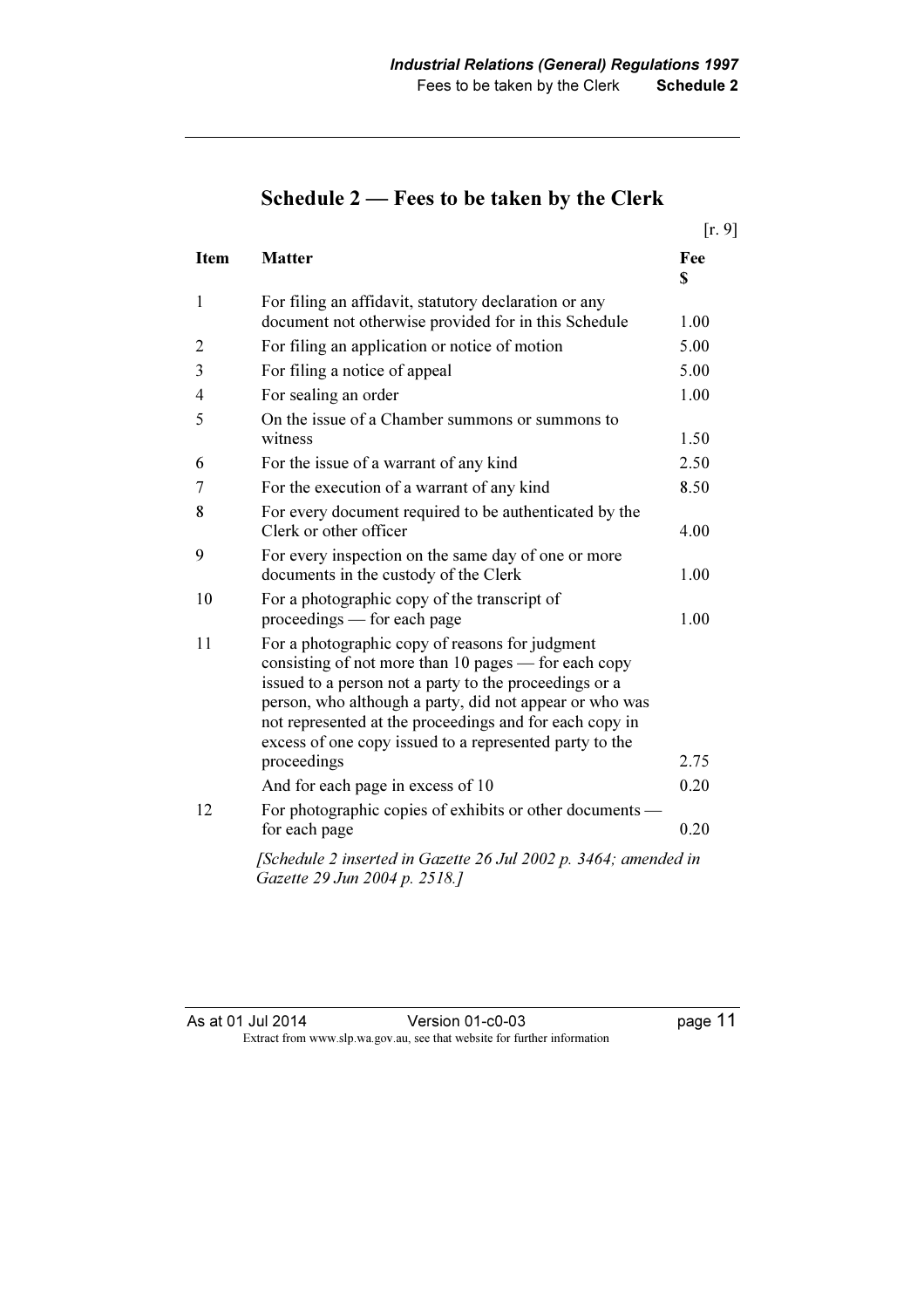## Schedule 2 — Fees to be taken by the Clerk

[r. 9]

| Item | Matter | Fee $ |
|---|---|---|
| 1 | For filing an affidavit, statutory declaration or any document not otherwise provided for in this Schedule | 1.00 |
| 2 | For filing an application or notice of motion | 5.00 |
| 3 | For filing a notice of appeal | 5.00 |
| 4 | For sealing an order | 1.00 |
| 5 | On the issue of a Chamber summons or summons to witness | 1.50 |
| 6 | For the issue of a warrant of any kind | 2.50 |
| 7 | For the execution of a warrant of any kind | 8.50 |
| 8 | For every document required to be authenticated by the Clerk or other officer | 4.00 |
| 9 | For every inspection on the same day of one or more documents in the custody of the Clerk | 1.00 |
| 10 | For a photographic copy of the transcript of proceedings — for each page | 1.00 |
| 11 | For a photographic copy of reasons for judgment consisting of not more than 10 pages — for each copy issued to a person not a party to the proceedings or a person, who although a party, did not appear or who was not represented at the proceedings and for each copy in excess of one copy issued to a represented party to the proceedings | 2.75 |
| | And for each page in excess of 10 | 0.20 |
| 12 | For photographic copies of exhibits or other documents — for each page | 0.20 |

*[Schedule 2 inserted in Gazette 26 Jul 2002 p. 3464; amended in Gazette 29 Jun 2004 p. 2518.]*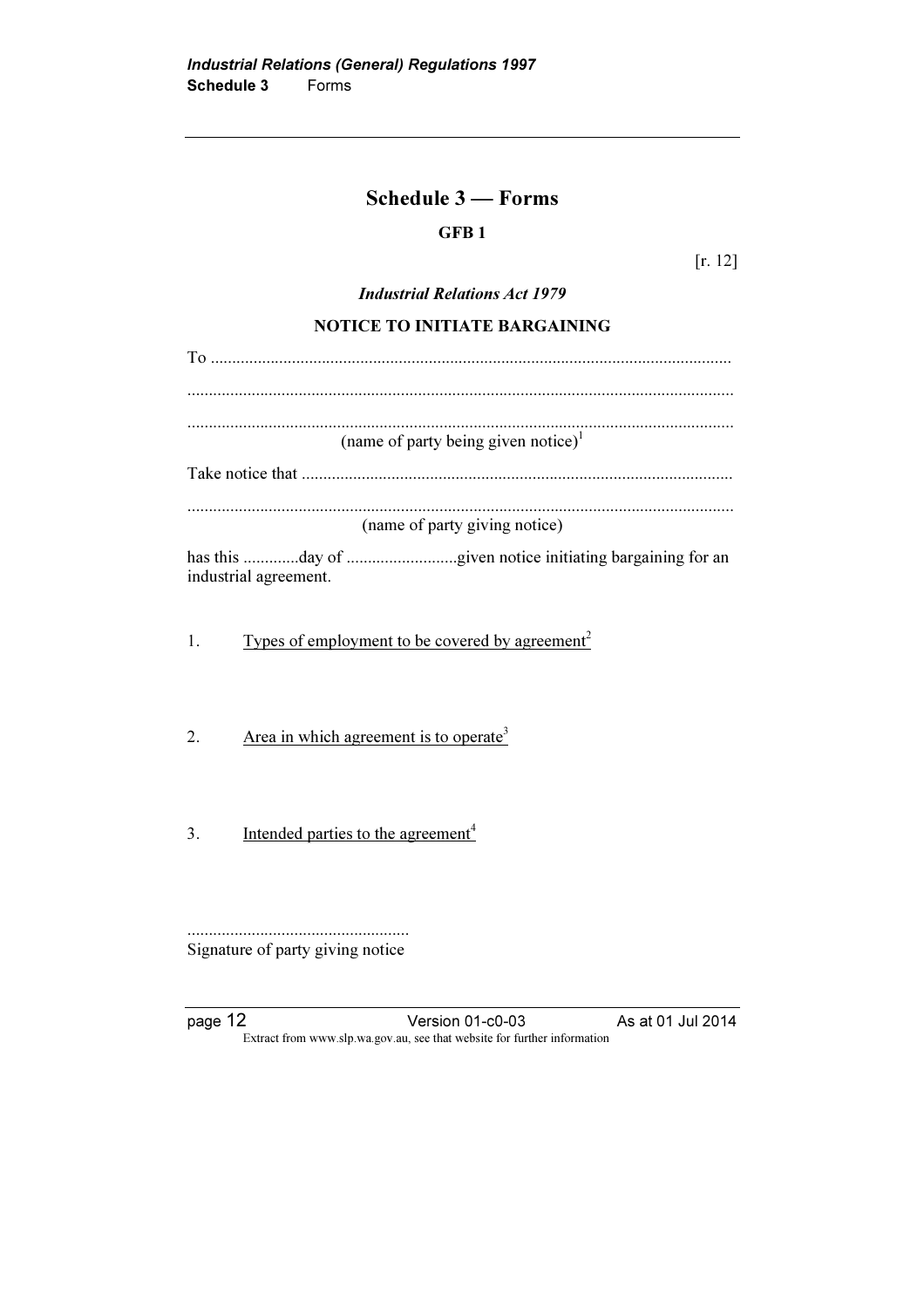# Schedule 3 — Forms

## GFB 1

[r. 12]

***Industrial Relations Act 1979***

**NOTICE TO INITIATE BARGAINING**

To .........................................................................................................................

...............................................................................................................................

...............................................................................................................................
(name of party being given notice)[1]

Take notice that ....................................................................................................

...............................................................................................................................
(name of party giving notice)

has this .............day of ..........................given notice initiating bargaining for an industrial agreement.

1. <u>Types of employment to be covered by agreement[2]</u>

2. <u>Area in which agreement is to operate[3]</u>

3. <u>Intended parties to the agreement[4]</u>

....................................................
Signature of party giving notice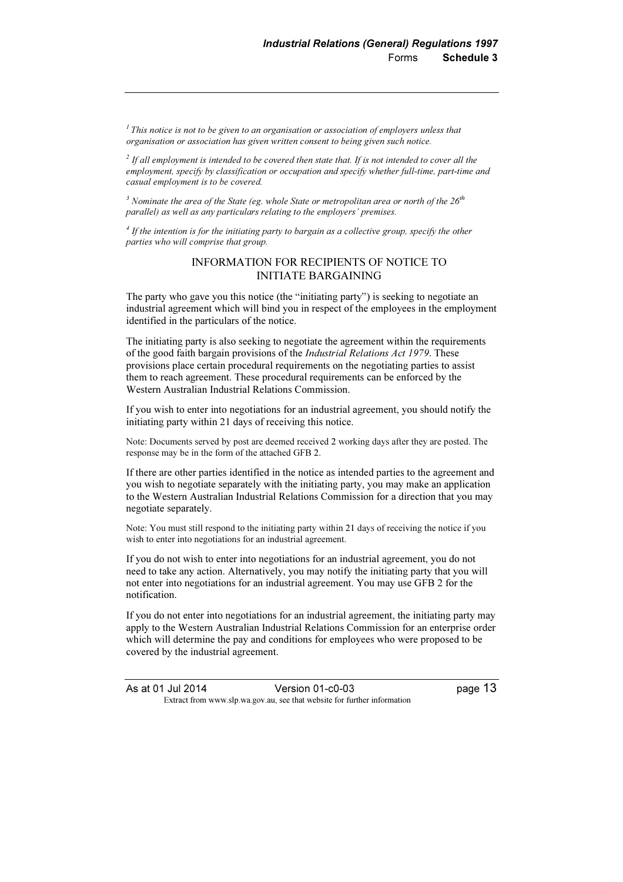[1] *This notice is not to be given to an organisation or association of employers unless that organisation or association has given written consent to being given such notice.*

[2] *If all employment is intended to be covered then state that. If is not intended to cover all the employment, specify by classification or occupation and specify whether full-time, part-time and casual employment is to be covered.*

[3] *Nominate the area of the State (eg. whole State or metropolitan area or north of the 26th parallel) as well as any particulars relating to the employers' premises.*

[4] *If the intention is for the initiating party to bargain as a collective group, specify the other parties who will comprise that group.*

## INFORMATION FOR RECIPIENTS OF NOTICE TO INITIATE BARGAINING

The party who gave you this notice (the "initiating party") is seeking to negotiate an industrial agreement which will bind you in respect of the employees in the employment identified in the particulars of the notice.

The initiating party is also seeking to negotiate the agreement within the requirements of the good faith bargain provisions of the *Industrial Relations Act 1979*. These provisions place certain procedural requirements on the negotiating parties to assist them to reach agreement. These procedural requirements can be enforced by the Western Australian Industrial Relations Commission.

If you wish to enter into negotiations for an industrial agreement, you should notify the initiating party within 21 days of receiving this notice.

Note: Documents served by post are deemed received 2 working days after they are posted. The response may be in the form of the attached GFB 2.

If there are other parties identified in the notice as intended parties to the agreement and you wish to negotiate separately with the initiating party, you may make an application to the Western Australian Industrial Relations Commission for a direction that you may negotiate separately.

Note: You must still respond to the initiating party within 21 days of receiving the notice if you wish to enter into negotiations for an industrial agreement.

If you do not wish to enter into negotiations for an industrial agreement, you do not need to take any action. Alternatively, you may notify the initiating party that you will not enter into negotiations for an industrial agreement. You may use GFB 2 for the notification.

If you do not enter into negotiations for an industrial agreement, the initiating party may apply to the Western Australian Industrial Relations Commission for an enterprise order which will determine the pay and conditions for employees who were proposed to be covered by the industrial agreement.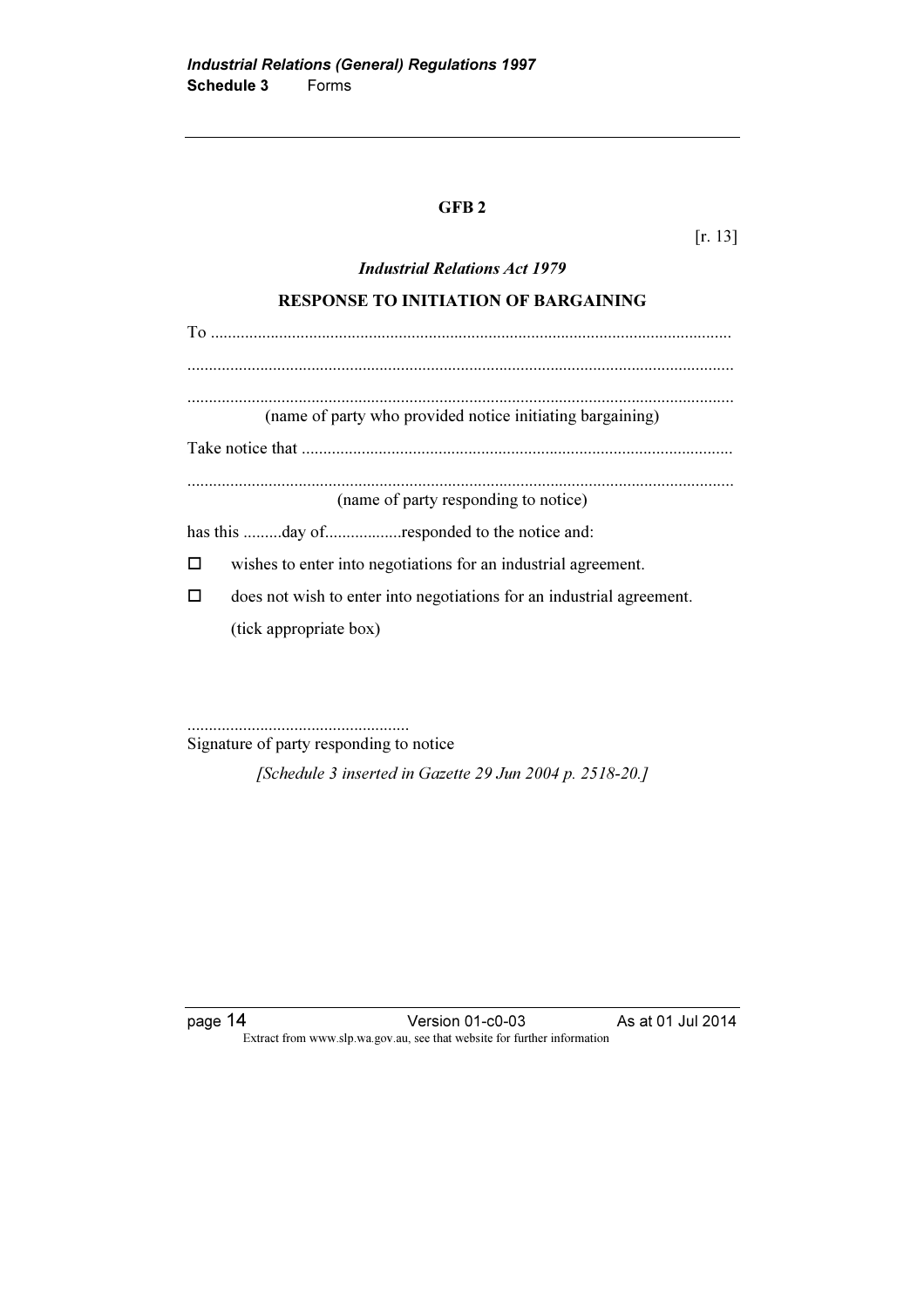**GFB 2**

[r. 13]

***Industrial Relations Act 1979***

**RESPONSE TO INITIATION OF BARGAINING**

To .........................................................................................................................

..............................................................................................................................

..............................................................................................................................
(name of party who provided notice initiating bargaining)

Take notice that ....................................................................................................

..............................................................................................................................
(name of party responding to notice)

has this .........day of.................responded to the notice and:

- ☐ wishes to enter into negotiations for an industrial agreement.
- ☐ does not wish to enter into negotiations for an industrial agreement.

(tick appropriate box)

....................................................
Signature of party responding to notice

*[Schedule 3 inserted in Gazette 29 Jun 2004 p. 2518-20.]*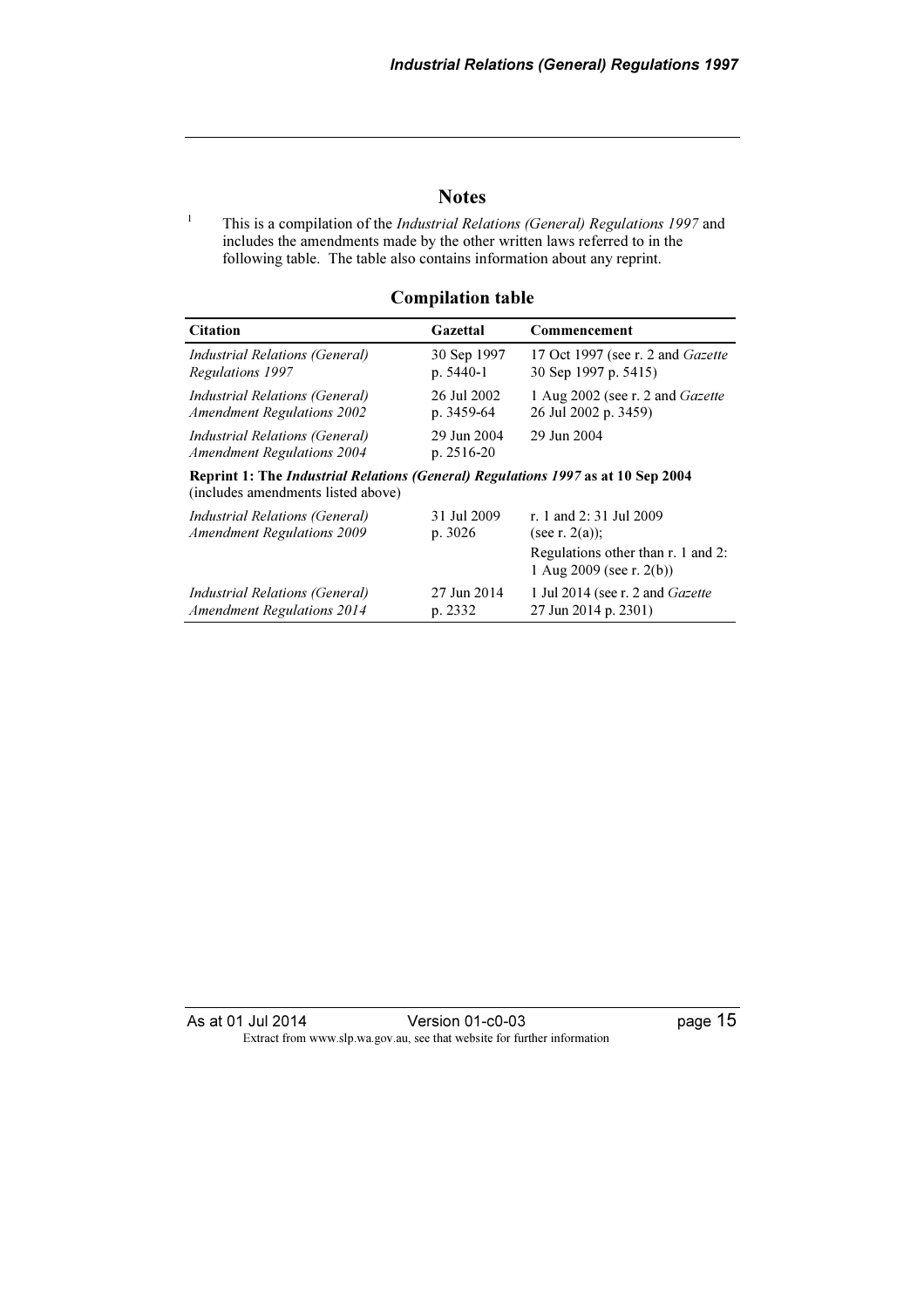## Notes

[1] This is a compilation of the *Industrial Relations (General) Regulations 1997* and includes the amendments made by the other written laws referred to in the following table. The table also contains information about any reprint.

### Compilation table

| Citation | Gazettal | Commencement |
|---|---|---|
| *Industrial Relations (General) Regulations 1997* | 30 Sep 1997 p. 5440-1 | 17 Oct 1997 (see r. 2 and *Gazette* 30 Sep 1997 p. 5415) |
| *Industrial Relations (General) Amendment Regulations 2002* | 26 Jul 2002 p. 3459-64 | 1 Aug 2002 (see r. 2 and *Gazette* 26 Jul 2002 p. 3459) |
| *Industrial Relations (General) Amendment Regulations 2004* | 29 Jun 2004 p. 2516-20 | 29 Jun 2004 |
| **Reprint 1: The *Industrial Relations (General) Regulations 1997* as at 10 Sep 2004** (includes amendments listed above) | | |
| *Industrial Relations (General) Amendment Regulations 2009* | 31 Jul 2009 p. 3026 | r. 1 and 2: 31 Jul 2009 (see r. 2(a)); Regulations other than r. 1 and 2: 1 Aug 2009 (see r. 2(b)) |
| *Industrial Relations (General) Amendment Regulations 2014* | 27 Jun 2014 p. 2332 | 1 Jul 2014 (see r. 2 and *Gazette* 27 Jun 2014 p. 2301) |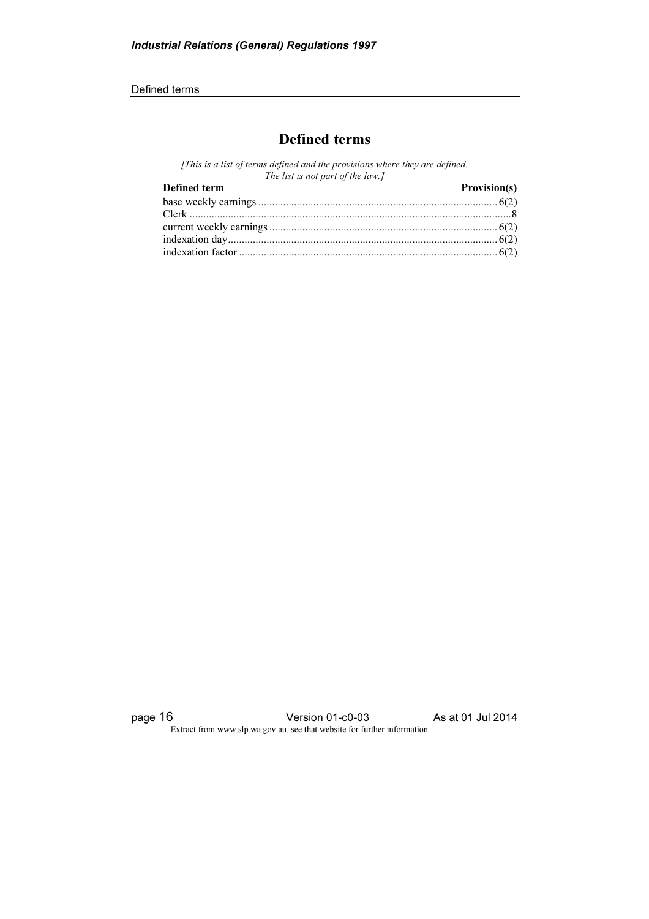# Defined terms

*[This is a list of terms defined and the provisions where they are defined. The list is not part of the law.]*

| Defined term | Provision(s) |
| --- | --- |
| base weekly earnings | 6(2) |
| Clerk | 8 |
| current weekly earnings | 6(2) |
| indexation day | 6(2) |
| indexation factor | 6(2) |